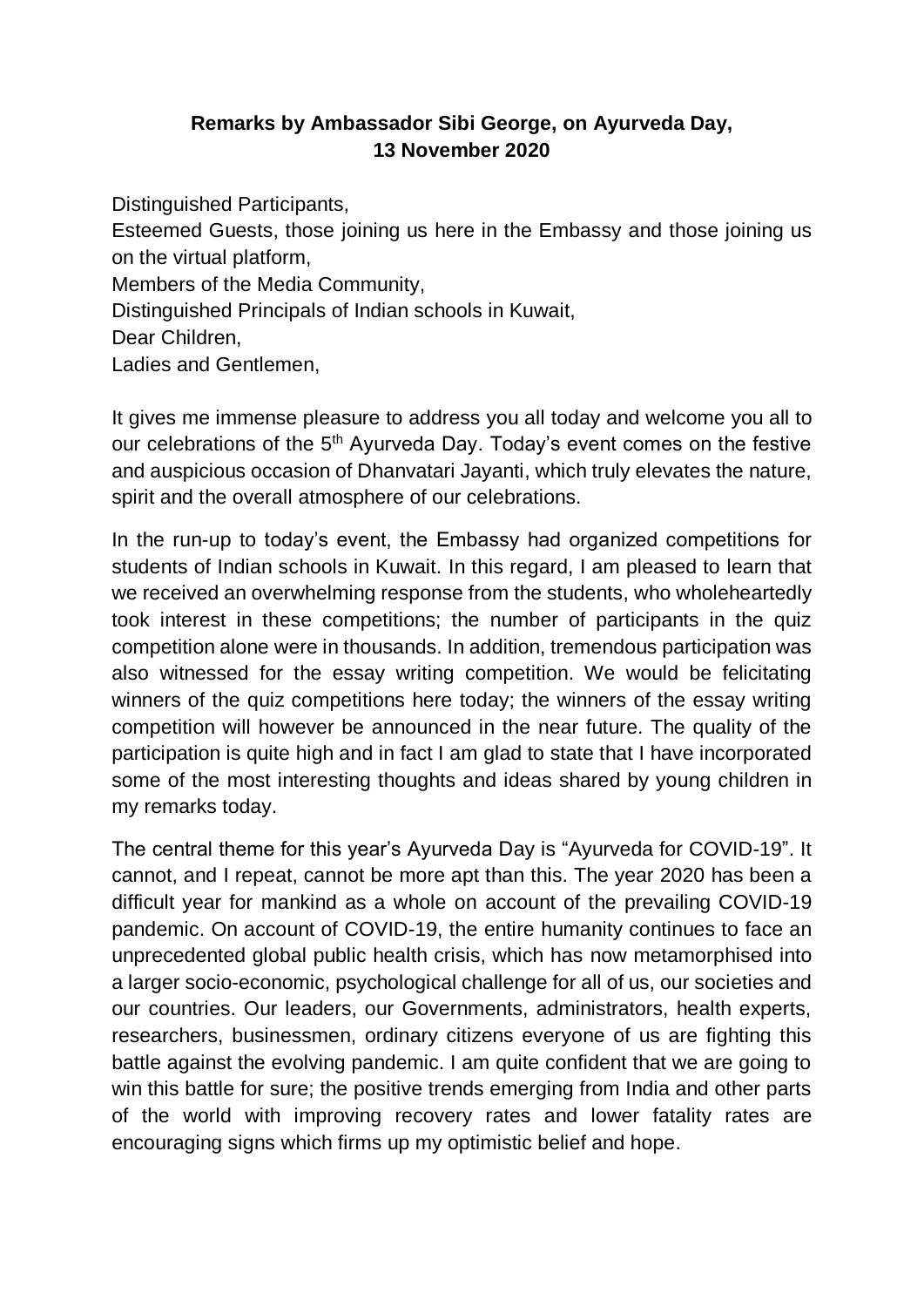**Remarks by Ambassador Sibi George, on Ayurveda Day, 13 November 2020**

Distinguished Participants,
Esteemed Guests, those joining us here in the Embassy and those joining us on the virtual platform,
Members of the Media Community,
Distinguished Principals of Indian schools in Kuwait,
Dear Children,
Ladies and Gentlemen,

It gives me immense pleasure to address you all today and welcome you all to our celebrations of the 5th Ayurveda Day. Today's event comes on the festive and auspicious occasion of Dhanvatari Jayanti, which truly elevates the nature, spirit and the overall atmosphere of our celebrations.

In the run-up to today's event, the Embassy had organized competitions for students of Indian schools in Kuwait. In this regard, I am pleased to learn that we received an overwhelming response from the students, who wholeheartedly took interest in these competitions; the number of participants in the quiz competition alone were in thousands. In addition, tremendous participation was also witnessed for the essay writing competition. We would be felicitating winners of the quiz competitions here today; the winners of the essay writing competition will however be announced in the near future. The quality of the participation is quite high and in fact I am glad to state that I have incorporated some of the most interesting thoughts and ideas shared by young children in my remarks today.

The central theme for this year's Ayurveda Day is "Ayurveda for COVID-19". It cannot, and I repeat, cannot be more apt than this. The year 2020 has been a difficult year for mankind as a whole on account of the prevailing COVID-19 pandemic. On account of COVID-19, the entire humanity continues to face an unprecedented global public health crisis, which has now metamorphised into a larger socio-economic, psychological challenge for all of us, our societies and our countries. Our leaders, our Governments, administrators, health experts, researchers, businessmen, ordinary citizens everyone of us are fighting this battle against the evolving pandemic. I am quite confident that we are going to win this battle for sure; the positive trends emerging from India and other parts of the world with improving recovery rates and lower fatality rates are encouraging signs which firms up my optimistic belief and hope.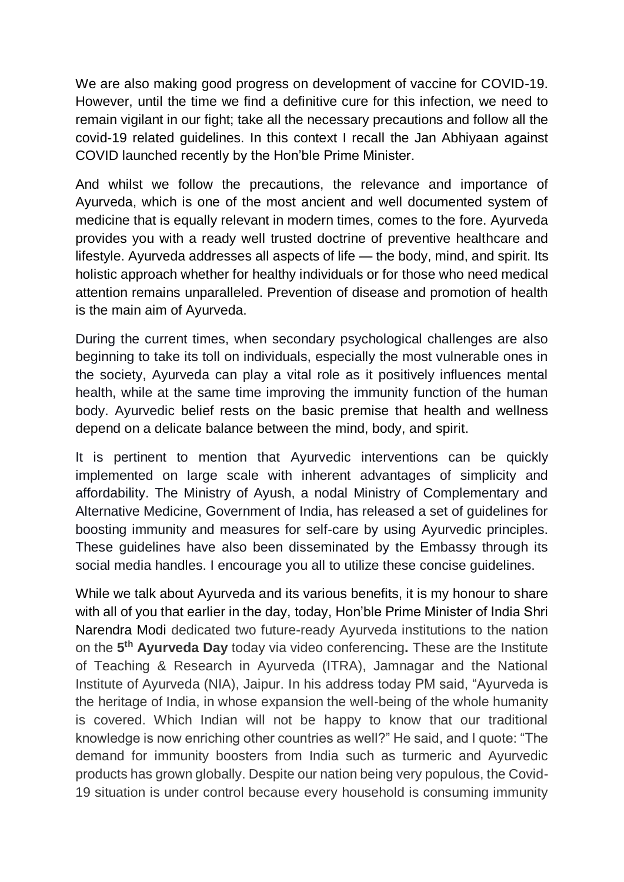We are also making good progress on development of vaccine for COVID-19. However, until the time we find a definitive cure for this infection, we need to remain vigilant in our fight; take all the necessary precautions and follow all the covid-19 related guidelines. In this context I recall the Jan Abhiyaan against COVID launched recently by the Hon'ble Prime Minister.

And whilst we follow the precautions, the relevance and importance of Ayurveda, which is one of the most ancient and well documented system of medicine that is equally relevant in modern times, comes to the fore. Ayurveda provides you with a ready well trusted doctrine of preventive healthcare and lifestyle. Ayurveda addresses all aspects of life — the body, mind, and spirit. Its holistic approach whether for healthy individuals or for those who need medical attention remains unparalleled. Prevention of disease and promotion of health is the main aim of Ayurveda.

During the current times, when secondary psychological challenges are also beginning to take its toll on individuals, especially the most vulnerable ones in the society, Ayurveda can play a vital role as it positively influences mental health, while at the same time improving the immunity function of the human body. Ayurvedic belief rests on the basic premise that health and wellness depend on a delicate balance between the mind, body, and spirit.

It is pertinent to mention that Ayurvedic interventions can be quickly implemented on large scale with inherent advantages of simplicity and affordability. The Ministry of Ayush, a nodal Ministry of Complementary and Alternative Medicine, Government of India, has released a set of guidelines for boosting immunity and measures for self-care by using Ayurvedic principles. These guidelines have also been disseminated by the Embassy through its social media handles. I encourage you all to utilize these concise guidelines.

While we talk about Ayurveda and its various benefits, it is my honour to share with all of you that earlier in the day, today, Hon'ble Prime Minister of India Shri Narendra Modi dedicated two future-ready Ayurveda institutions to the nation on the **5th Ayurveda Day** today via video conferencing**.** These are the Institute of Teaching & Research in Ayurveda (ITRA), Jamnagar and the National Institute of Ayurveda (NIA), Jaipur. In his address today PM said, "Ayurveda is the heritage of India, in whose expansion the well-being of the whole humanity is covered. Which Indian will not be happy to know that our traditional knowledge is now enriching other countries as well?" He said, and I quote: "The demand for immunity boosters from India such as turmeric and Ayurvedic products has grown globally. Despite our nation being very populous, the Covid-19 situation is under control because every household is consuming immunity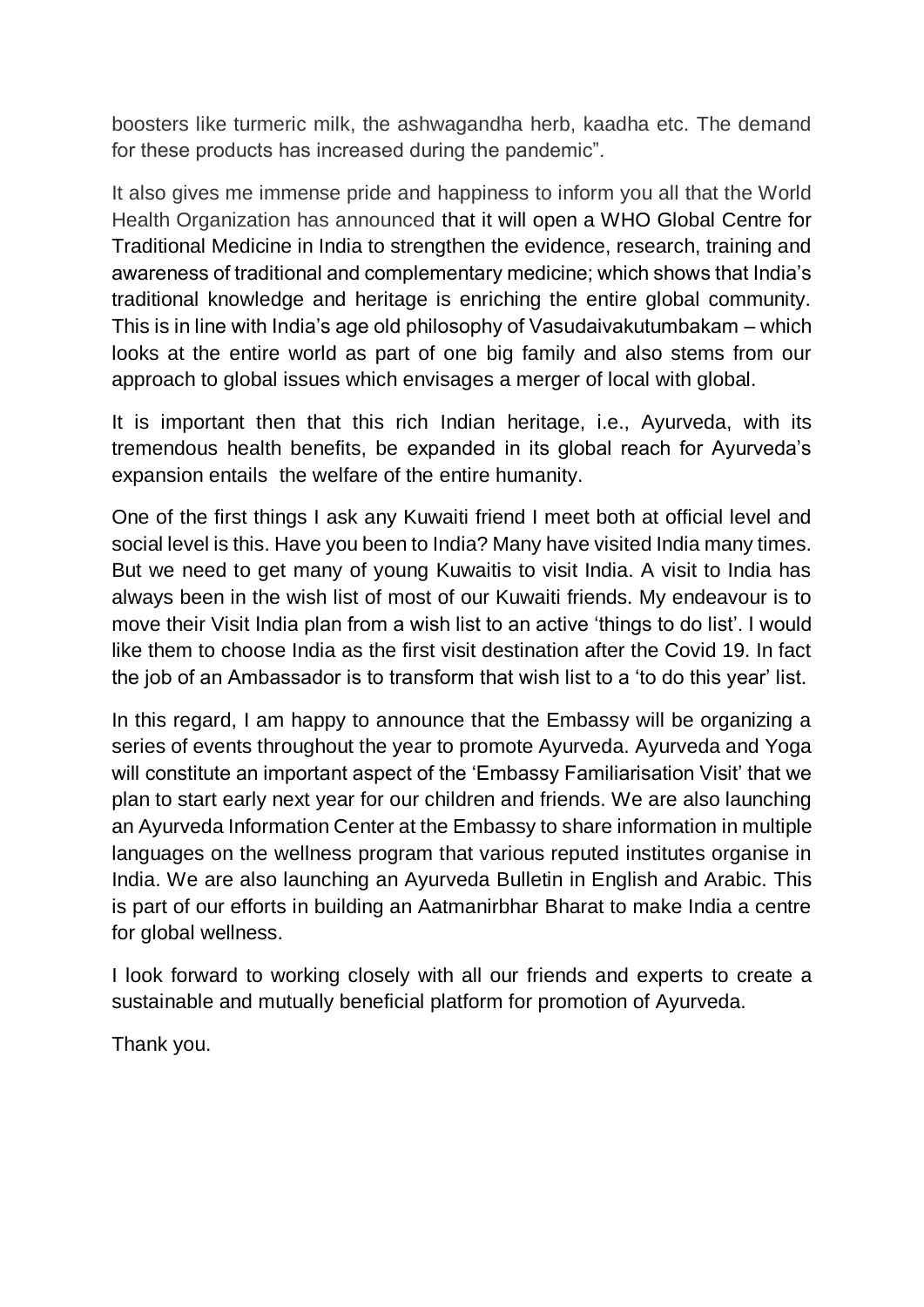boosters like turmeric milk, the ashwagandha herb, kaadha etc. The demand for these products has increased during the pandemic".

It also gives me immense pride and happiness to inform you all that the World Health Organization has announced that it will open a WHO Global Centre for Traditional Medicine in India to strengthen the evidence, research, training and awareness of traditional and complementary medicine; which shows that India's traditional knowledge and heritage is enriching the entire global community. This is in line with India's age old philosophy of Vasudaivakutumbakam – which looks at the entire world as part of one big family and also stems from our approach to global issues which envisages a merger of local with global.

It is important then that this rich Indian heritage, i.e., Ayurveda, with its tremendous health benefits, be expanded in its global reach for Ayurveda's expansion entails the welfare of the entire humanity.

One of the first things I ask any Kuwaiti friend I meet both at official level and social level is this. Have you been to India? Many have visited India many times. But we need to get many of young Kuwaitis to visit India. A visit to India has always been in the wish list of most of our Kuwaiti friends. My endeavour is to move their Visit India plan from a wish list to an active 'things to do list'. I would like them to choose India as the first visit destination after the Covid 19. In fact the job of an Ambassador is to transform that wish list to a 'to do this year' list.

In this regard, I am happy to announce that the Embassy will be organizing a series of events throughout the year to promote Ayurveda. Ayurveda and Yoga will constitute an important aspect of the 'Embassy Familiarisation Visit' that we plan to start early next year for our children and friends. We are also launching an Ayurveda Information Center at the Embassy to share information in multiple languages on the wellness program that various reputed institutes organise in India. We are also launching an Ayurveda Bulletin in English and Arabic. This is part of our efforts in building an Aatmanirbhar Bharat to make India a centre for global wellness.

I look forward to working closely with all our friends and experts to create a sustainable and mutually beneficial platform for promotion of Ayurveda.

Thank you.